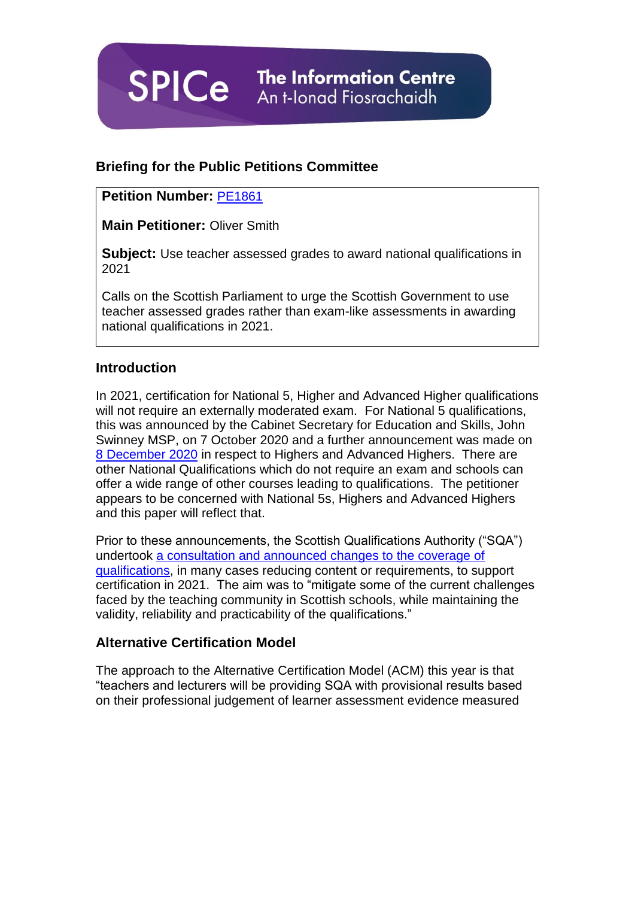SPICe The Information Centre
An t-Ionad Fiosrachaidh

## Briefing for the Public Petitions Committee

**Petition Number:** PE1861

**Main Petitioner:** Oliver Smith

**Subject:** Use teacher assessed grades to award national qualifications in 2021

Calls on the Scottish Parliament to urge the Scottish Government to use teacher assessed grades rather than exam-like assessments in awarding national qualifications in 2021.

### Introduction

In 2021, certification for National 5, Higher and Advanced Higher qualifications will not require an externally moderated exam. For National 5 qualifications, this was announced by the Cabinet Secretary for Education and Skills, John Swinney MSP, on 7 October 2020 and a further announcement was made on 8 December 2020 in respect to Highers and Advanced Highers. There are other National Qualifications which do not require an exam and schools can offer a wide range of other courses leading to qualifications. The petitioner appears to be concerned with National 5s, Highers and Advanced Highers and this paper will reflect that.

Prior to these announcements, the Scottish Qualifications Authority ("SQA") undertook a consultation and announced changes to the coverage of qualifications, in many cases reducing content or requirements, to support certification in 2021. The aim was to "mitigate some of the current challenges faced by the teaching community in Scottish schools, while maintaining the validity, reliability and practicability of the qualifications."

### Alternative Certification Model

The approach to the Alternative Certification Model (ACM) this year is that "teachers and lecturers will be providing SQA with provisional results based on their professional judgement of learner assessment evidence measured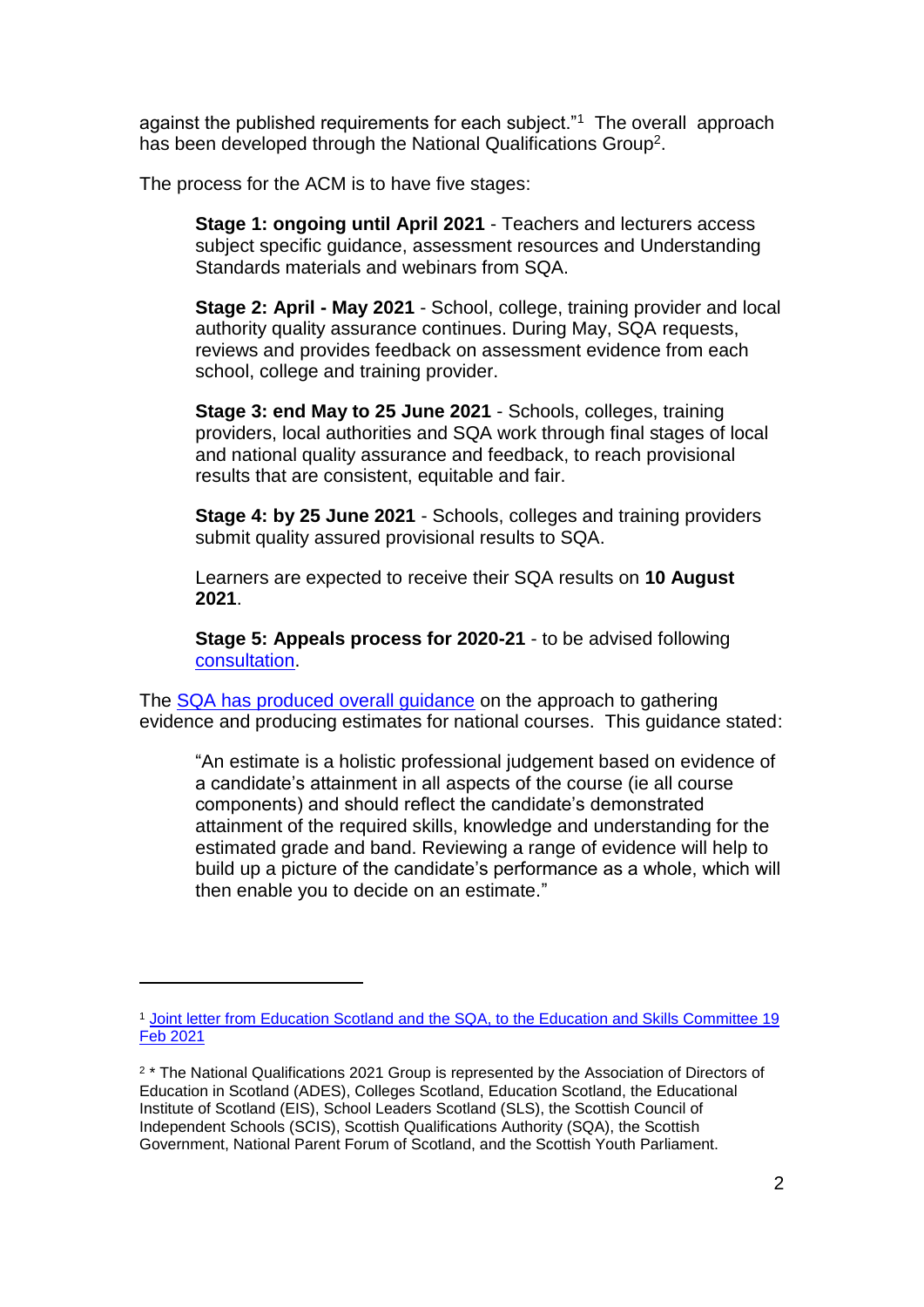against the published requirements for each subject."[1] The overall approach has been developed through the National Qualifications Group[2].

The process for the ACM is to have five stages:

> **Stage 1: ongoing until April 2021** - Teachers and lecturers access subject specific guidance, assessment resources and Understanding Standards materials and webinars from SQA.
>
> **Stage 2: April - May 2021** - School, college, training provider and local authority quality assurance continues. During May, SQA requests, reviews and provides feedback on assessment evidence from each school, college and training provider.
>
> **Stage 3: end May to 25 June 2021** - Schools, colleges, training providers, local authorities and SQA work through final stages of local and national quality assurance and feedback, to reach provisional results that are consistent, equitable and fair.
>
> **Stage 4: by 25 June 2021** - Schools, colleges and training providers submit quality assured provisional results to SQA.
>
> Learners are expected to receive their SQA results on **10 August 2021**.
>
> **Stage 5: Appeals process for 2020-21** - to be advised following consultation.

The SQA has produced overall guidance on the approach to gathering evidence and producing estimates for national courses. This guidance stated:

> "An estimate is a holistic professional judgement based on evidence of a candidate's attainment in all aspects of the course (ie all course components) and should reflect the candidate's demonstrated attainment of the required skills, knowledge and understanding for the estimated grade and band. Reviewing a range of evidence will help to build up a picture of the candidate's performance as a whole, which will then enable you to decide on an estimate."

---

[1] Joint letter from Education Scotland and the SQA, to the Education and Skills Committee 19 Feb 2021

[2] * The National Qualifications 2021 Group is represented by the Association of Directors of Education in Scotland (ADES), Colleges Scotland, Education Scotland, the Educational Institute of Scotland (EIS), School Leaders Scotland (SLS), the Scottish Council of Independent Schools (SCIS), Scottish Qualifications Authority (SQA), the Scottish Government, National Parent Forum of Scotland, and the Scottish Youth Parliament.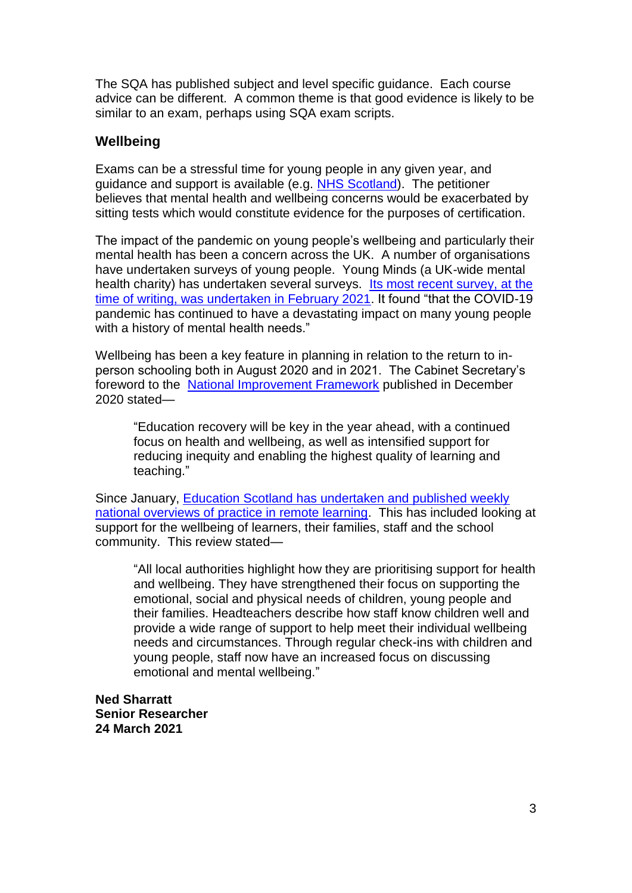The SQA has published subject and level specific guidance. Each course advice can be different. A common theme is that good evidence is likely to be similar to an exam, perhaps using SQA exam scripts.

## Wellbeing

Exams can be a stressful time for young people in any given year, and guidance and support is available (e.g. NHS Scotland). The petitioner believes that mental health and wellbeing concerns would be exacerbated by sitting tests which would constitute evidence for the purposes of certification.

The impact of the pandemic on young people's wellbeing and particularly their mental health has been a concern across the UK. A number of organisations have undertaken surveys of young people. Young Minds (a UK-wide mental health charity) has undertaken several surveys. Its most recent survey, at the time of writing, was undertaken in February 2021. It found "that the COVID-19 pandemic has continued to have a devastating impact on many young people with a history of mental health needs."

Wellbeing has been a key feature in planning in relation to the return to in-person schooling both in August 2020 and in 2021. The Cabinet Secretary's foreword to the National Improvement Framework published in December 2020 stated—

> "Education recovery will be key in the year ahead, with a continued focus on health and wellbeing, as well as intensified support for reducing inequity and enabling the highest quality of learning and teaching."

Since January, Education Scotland has undertaken and published weekly national overviews of practice in remote learning. This has included looking at support for the wellbeing of learners, their families, staff and the school community. This review stated—

> "All local authorities highlight how they are prioritising support for health and wellbeing. They have strengthened their focus on supporting the emotional, social and physical needs of children, young people and their families. Headteachers describe how staff know children well and provide a wide range of support to help meet their individual wellbeing needs and circumstances. Through regular check-ins with children and young people, staff now have an increased focus on discussing emotional and mental wellbeing."

**Ned Sharratt**
**Senior Researcher**
**24 March 2021**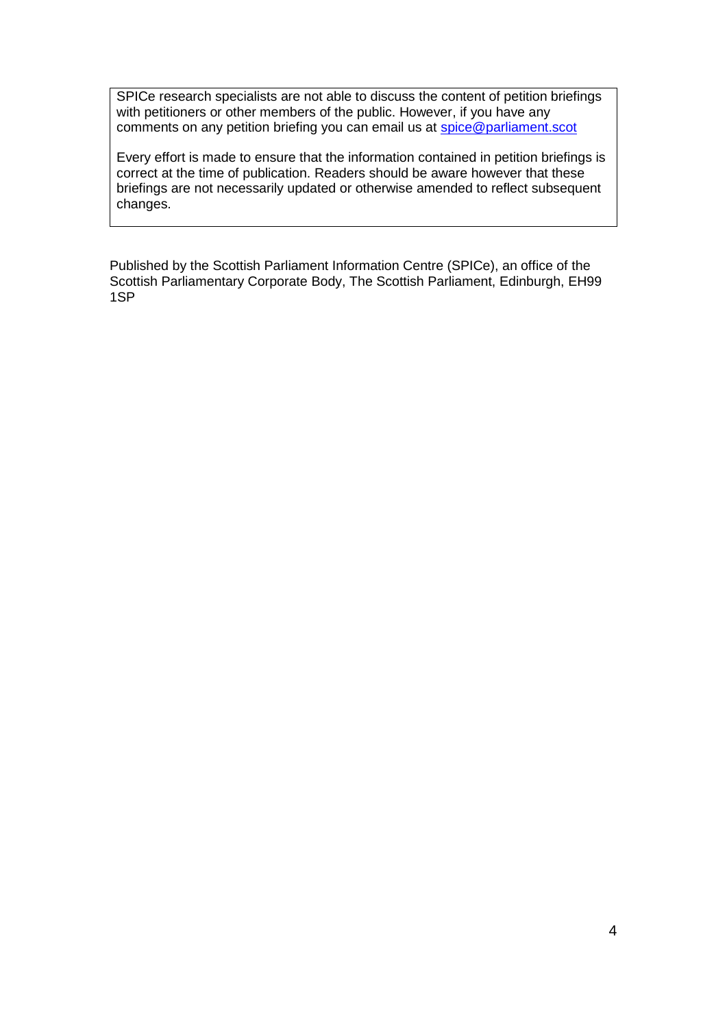SPICe research specialists are not able to discuss the content of petition briefings with petitioners or other members of the public. However, if you have any comments on any petition briefing you can email us at spice@parliament.scot

Every effort is made to ensure that the information contained in petition briefings is correct at the time of publication. Readers should be aware however that these briefings are not necessarily updated or otherwise amended to reflect subsequent changes.

Published by the Scottish Parliament Information Centre (SPICe), an office of the Scottish Parliamentary Corporate Body, The Scottish Parliament, Edinburgh, EH99 1SP